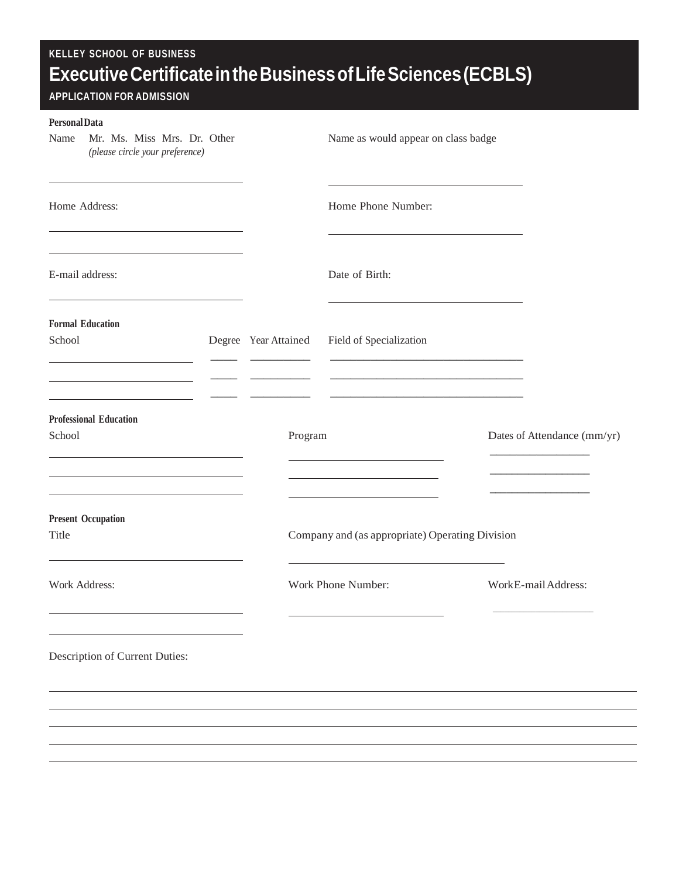KELLEY SCHOOL OF BUSINESS

# Executive Certificate in the Business of Life Sciences (ECBLS)

APPLICATION FOR ADMISSION

**Personal Data**

Name Mr. Ms. Miss Mrs. Dr. Other
*(please circle your preference)*

Name as would appear on class badge

Home Address:

Home Phone Number:

E-mail address:

Date of Birth:

**Formal Education**

| School | Degree | Year Attained | Field of Specialization |
|---|---|---|---|
| | | | |
| | | | |
| | | | |

**Professional Education**

| School | Program | Dates of Attendance (mm/yr) |
|---|---|---|
| | | |
| | | |
| | | |

**Present Occupation**

Title

Company and (as appropriate) Operating Division

Work Address:

Work Phone Number:

Work E-mail Address:

Description of Current Duties: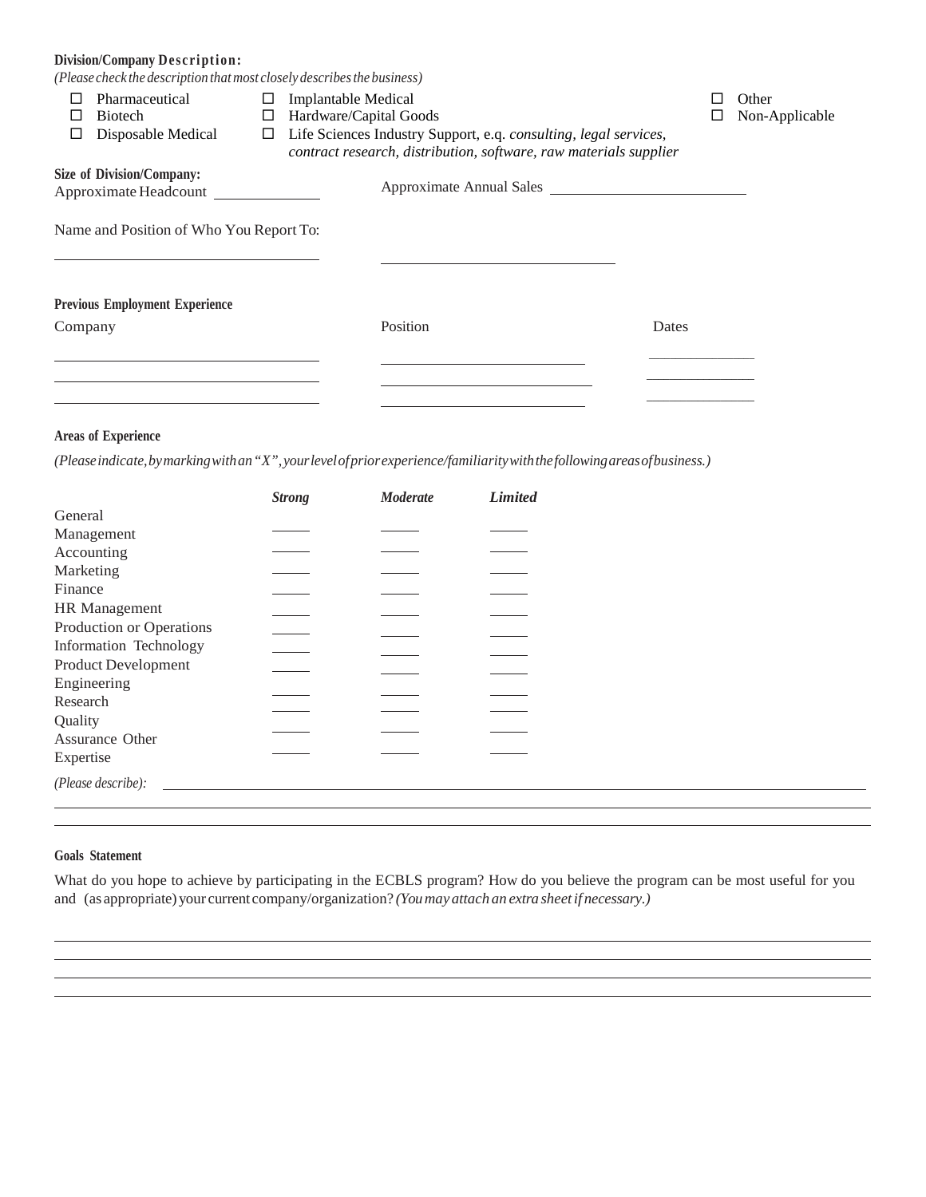**Division/Company Description:**

*(Please check the description that most closely describes the business)*

- ☐ Pharmaceutical
- ☐ Biotech
- ☐ Disposable Medical
- ☐ Implantable Medical
- ☐ Hardware/Capital Goods
- ☐ Life Sciences Industry Support, e.g. *consulting, legal services, contract research, distribution, software, raw materials supplier*
- ☐ Other
- ☐ Non-Applicable

**Size of Division/Company:**

Approximate Headcount ______________ Approximate Annual Sales ______________________________

Name and Position of Who You Report To:

______________________________ ______________________________

**Previous Employment Experience**

| Company | Position | Dates |
| --- | --- | --- |
| | | |
| | | |
| | | |

**Areas of Experience**

*(Please indicate, by marking with an "X", your level of prior experience/familiarity with the following areas of business.)*

| | *Strong* | *Moderate* | *Limited* |
| --- | --- | --- | --- |
| General Management | _____ | _____ | _____ |
| Accounting | _____ | _____ | _____ |
| Marketing | _____ | _____ | _____ |
| Finance | _____ | _____ | _____ |
| HR Management | _____ | _____ | _____ |
| Production or Operations | _____ | _____ | _____ |
| Information Technology | _____ | _____ | _____ |
| Product Development | _____ | _____ | _____ |
| Engineering | _____ | _____ | _____ |
| Research | _____ | _____ | _____ |
| Quality Assurance | _____ | _____ | _____ |
| Other Expertise | _____ | _____ | _____ |

*(Please describe):* ______________________________________________________________

______________________________________________________________

______________________________________________________________

**Goals Statement**

What do you hope to achieve by participating in the ECBLS program? How do you believe the program can be most useful for you and (as appropriate) your current company/organization? *(You may attach an extra sheet if necessary.)*

______________________________________________________________

______________________________________________________________

______________________________________________________________

______________________________________________________________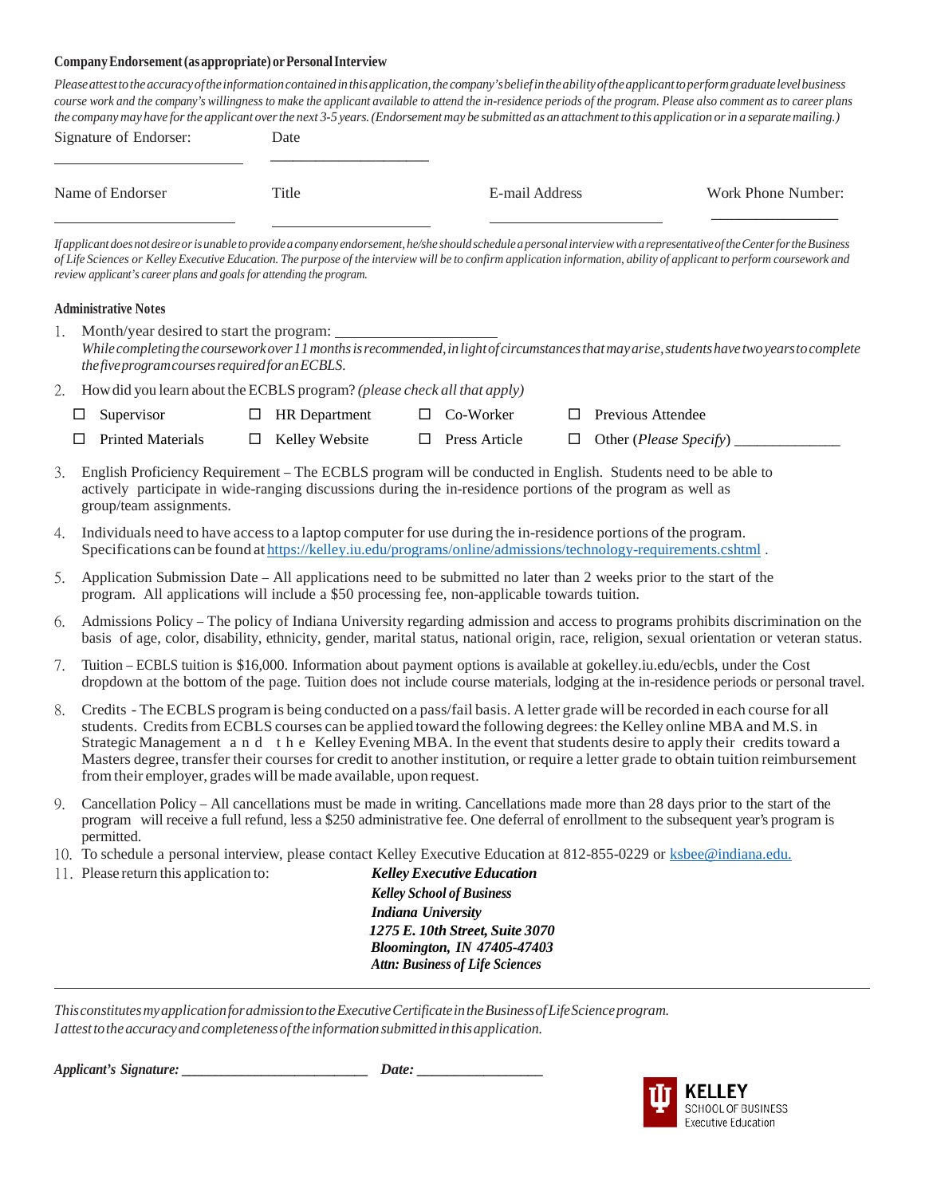**Company Endorsement (as appropriate) or Personal Interview**

*Please attest to the accuracy of the information contained in this application, the company's belief in the ability of the applicant to perform graduate level business course work and the company's willingness to make the applicant available to attend the in-residence periods of the program. Please also comment as to career plans the company may have for the applicant over the next 3-5 years. (Endorsement may be submitted as an attachment to this application or in a separate mailing.)*

Signature of Endorser: ________________________ Date ____________________

Name of Endorser ______________________ Title ____________________ E-mail Address ______________________ Work Phone Number: ________________

*If applicant does not desire or is unable to provide a company endorsement, he/she should schedule a personal interview with a representative of the Center for the Business of Life Sciences or Kelley Executive Education. The purpose of the interview will be to confirm application information, ability of applicant to perform coursework and review applicant's career plans and goals for attending the program.*

**Administrative Notes**

1. Month/year desired to start the program: ____________________
   *While completing the coursework over 11 months is recommended, in light of circumstances that may arise, students have two years to complete the five program courses required for an ECBLS.*
2. How did you learn about the ECBLS program? *(please check all that apply)*
   - ☐ Supervisor ☐ HR Department ☐ Co-Worker ☐ Previous Attendee
   - ☐ Printed Materials ☐ Kelley Website ☐ Press Article ☐ Other (*Please Specify*) ______________
3. English Proficiency Requirement – The ECBLS program will be conducted in English. Students need to be able to actively participate in wide-ranging discussions during the in-residence portions of the program as well as group/team assignments.
4. Individuals need to have access to a laptop computer for use during the in-residence portions of the program. Specifications can be found at https://kelley.iu.edu/programs/online/admissions/technology-requirements.cshtml .
5. Application Submission Date – All applications need to be submitted no later than 2 weeks prior to the start of the program. All applications will include a $50 processing fee, non-applicable towards tuition.
6. Admissions Policy – The policy of Indiana University regarding admission and access to programs prohibits discrimination on the basis of age, color, disability, ethnicity, gender, marital status, national origin, race, religion, sexual orientation or veteran status.
7. Tuition – ECBLS tuition is $16,000. Information about payment options is available at gokelley.iu.edu/ecbls, under the Cost dropdown at the bottom of the page. Tuition does not include course materials, lodging at the in-residence periods or personal travel.
8. Credits - The ECBLS program is being conducted on a pass/fail basis. A letter grade will be recorded in each course for all students. Credits from ECBLS courses can be applied toward the following degrees: the Kelley online MBA and M.S. in Strategic Management and the Kelley Evening MBA. In the event that students desire to apply their credits toward a Masters degree, transfer their courses for credit to another institution, or require a letter grade to obtain tuition reimbursement from their employer, grades will be made available, upon request.
9. Cancellation Policy – All cancellations must be made in writing. Cancellations made more than 28 days prior to the start of the program will receive a full refund, less a $250 administrative fee. One deferral of enrollment to the subsequent year's program is permitted.
10. To schedule a personal interview, please contact Kelley Executive Education at 812-855-0229 or ksbee@indiana.edu.
11. Please return this application to:

    ***Kelley Executive Education***
    ***Kelley School of Business***
    ***Indiana University***
    ***1275 E. 10th Street, Suite 3070***
    ***Bloomington, IN 47405-47403***
    ***Attn: Business of Life Sciences***

---

*This constitutes my application for admission to the Executive Certificate in the Business of Life Science program.*
*I attest to the accuracy and completeness of the information submitted in this application.*

***Applicant's Signature:*** ________________________ ***Date:*** ________________

KELLEY SCHOOL OF BUSINESS Executive Education